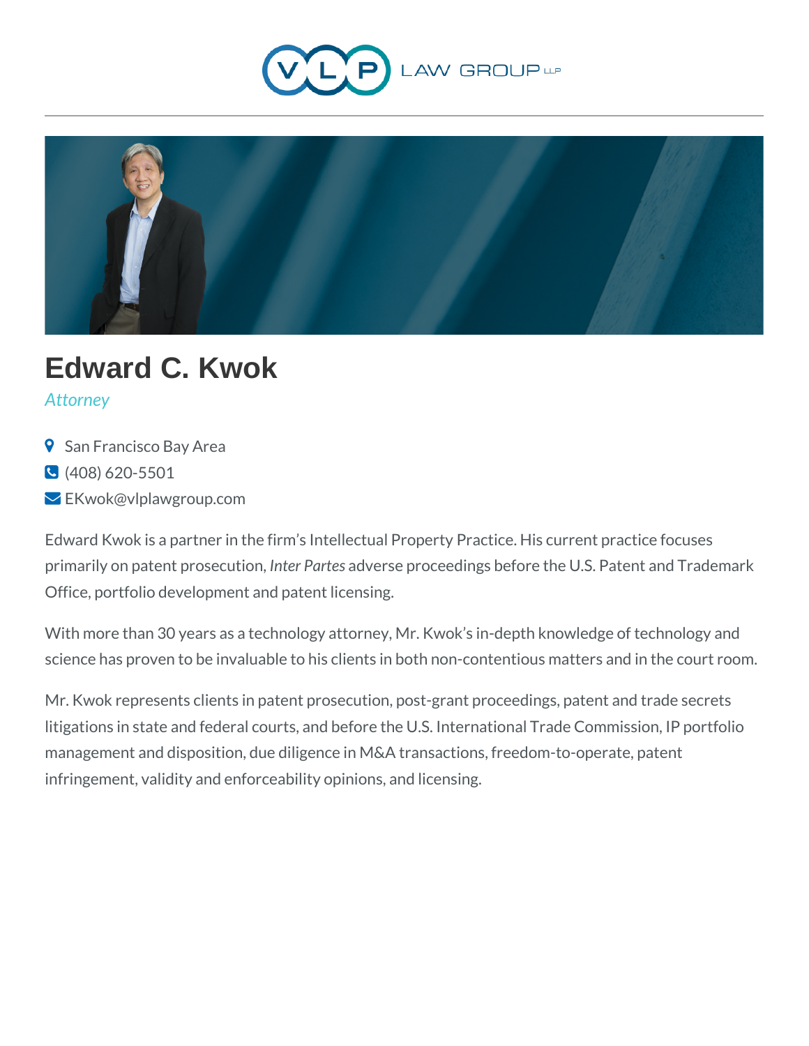VLP LAW GROUP LLP

# Edward C. Kwok

*Attorney*

San Francisco Bay Area

(408) 620-5501

EKwok@vlplawgroup.com

Edward Kwok is a partner in the firm's Intellectual Property Practice. His current practice focuses primarily on patent prosecution, *Inter Partes* adverse proceedings before the U.S. Patent and Trademark Office, portfolio development and patent licensing.

With more than 30 years as a technology attorney, Mr. Kwok's in-depth knowledge of technology and science has proven to be invaluable to his clients in both non-contentious matters and in the court room.

Mr. Kwok represents clients in patent prosecution, post-grant proceedings, patent and trade secrets litigations in state and federal courts, and before the U.S. International Trade Commission, IP portfolio management and disposition, due diligence in M&A transactions, freedom-to-operate, patent infringement, validity and enforceability opinions, and licensing.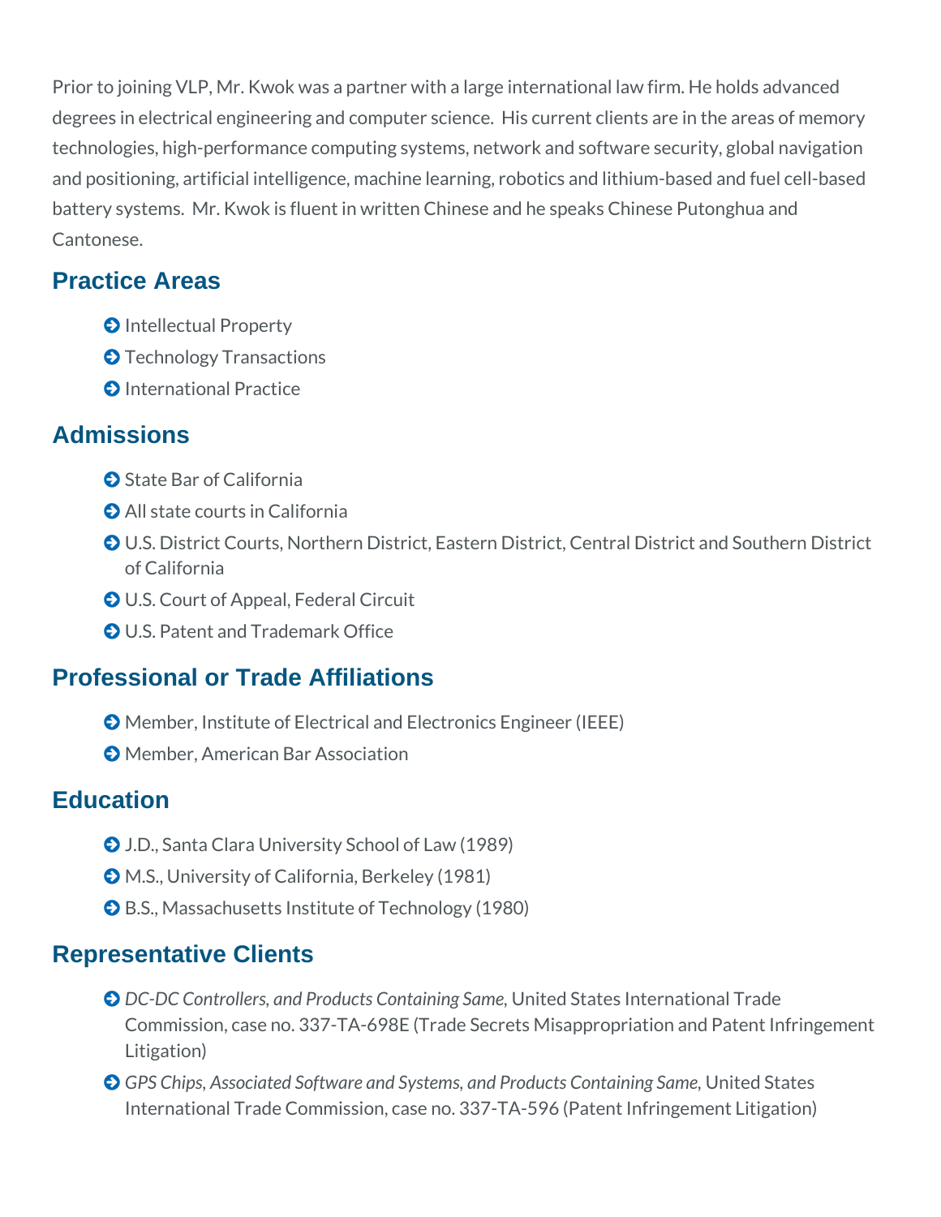Prior to joining VLP, Mr. Kwok was a partner with a large international law firm. He holds advanced degrees in electrical engineering and computer science. His current clients are in the areas of memory technologies, high-performance computing systems, network and software security, global navigation and positioning, artificial intelligence, machine learning, robotics and lithium-based and fuel cell-based battery systems. Mr. Kwok is fluent in written Chinese and he speaks Chinese Putonghua and Cantonese.

## Practice Areas

- Intellectual Property
- Technology Transactions
- International Practice

## Admissions

- State Bar of California
- All state courts in California
- U.S. District Courts, Northern District, Eastern District, Central District and Southern District of California
- U.S. Court of Appeal, Federal Circuit
- U.S. Patent and Trademark Office

## Professional or Trade Affiliations

- Member, Institute of Electrical and Electronics Engineer (IEEE)
- Member, American Bar Association

## Education

- J.D., Santa Clara University School of Law (1989)
- M.S., University of California, Berkeley (1981)
- B.S., Massachusetts Institute of Technology (1980)

## Representative Clients

- *DC-DC Controllers, and Products Containing Same*, United States International Trade Commission, case no. 337-TA-698E (Trade Secrets Misappropriation and Patent Infringement Litigation)
- *GPS Chips, Associated Software and Systems, and Products Containing Same*, United States International Trade Commission, case no. 337-TA-596 (Patent Infringement Litigation)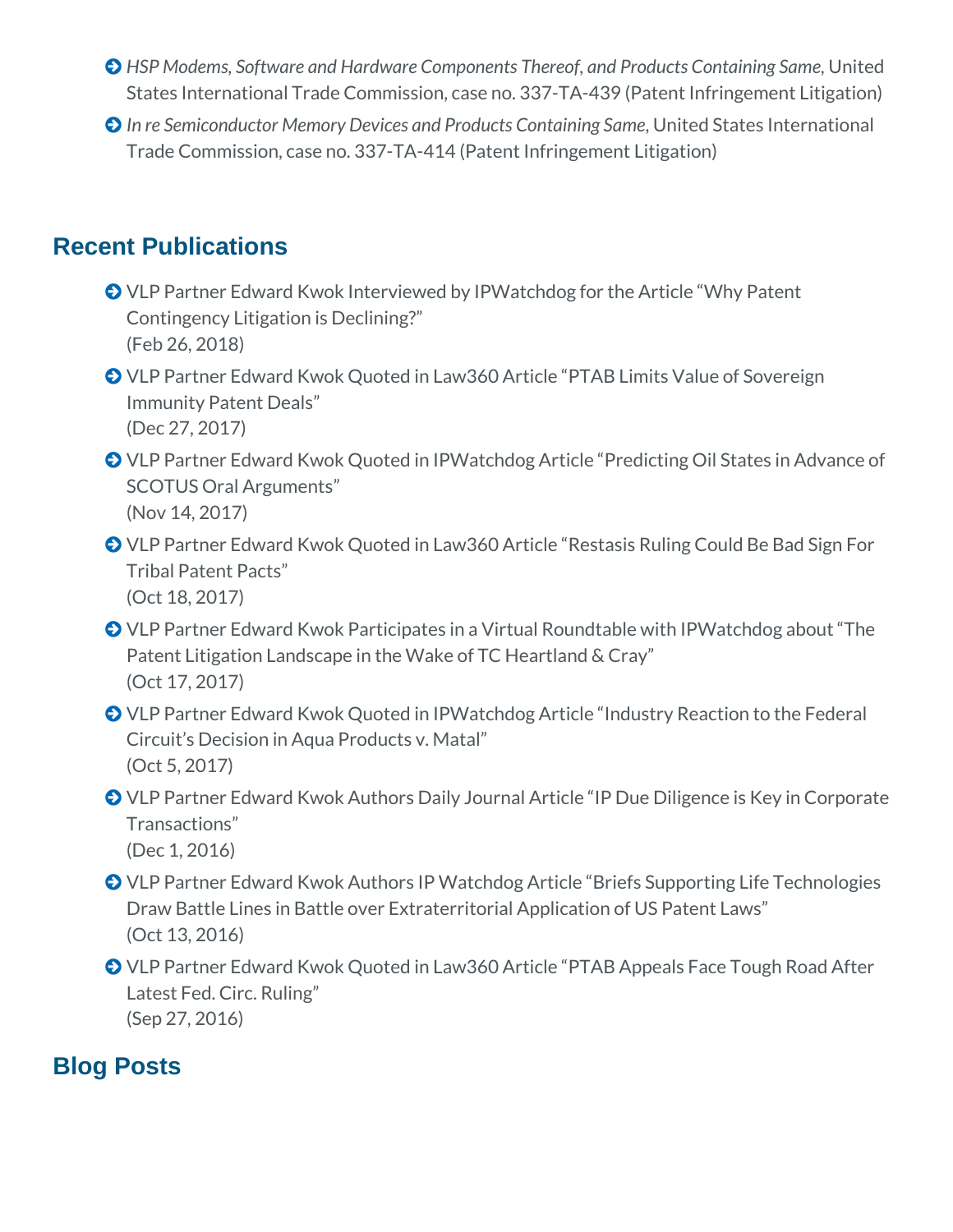- *HSP Modems, Software and Hardware Components Thereof, and Products Containing Same*, United States International Trade Commission, case no. 337-TA-439 (Patent Infringement Litigation)
- *In re Semiconductor Memory Devices and Products Containing Same*, United States International Trade Commission, case no. 337-TA-414 (Patent Infringement Litigation)

## Recent Publications

- VLP Partner Edward Kwok Interviewed by IPWatchdog for the Article "Why Patent Contingency Litigation is Declining?"
  (Feb 26, 2018)
- VLP Partner Edward Kwok Quoted in Law360 Article "PTAB Limits Value of Sovereign Immunity Patent Deals"
  (Dec 27, 2017)
- VLP Partner Edward Kwok Quoted in IPWatchdog Article "Predicting Oil States in Advance of SCOTUS Oral Arguments"
  (Nov 14, 2017)
- VLP Partner Edward Kwok Quoted in Law360 Article "Restasis Ruling Could Be Bad Sign For Tribal Patent Pacts"
  (Oct 18, 2017)
- VLP Partner Edward Kwok Participates in a Virtual Roundtable with IPWatchdog about "The Patent Litigation Landscape in the Wake of TC Heartland & Cray"
  (Oct 17, 2017)
- VLP Partner Edward Kwok Quoted in IPWatchdog Article "Industry Reaction to the Federal Circuit's Decision in Aqua Products v. Matal"
  (Oct 5, 2017)
- VLP Partner Edward Kwok Authors Daily Journal Article "IP Due Diligence is Key in Corporate Transactions"
  (Dec 1, 2016)
- VLP Partner Edward Kwok Authors IP Watchdog Article "Briefs Supporting Life Technologies Draw Battle Lines in Battle over Extraterritorial Application of US Patent Laws"
  (Oct 13, 2016)
- VLP Partner Edward Kwok Quoted in Law360 Article "PTAB Appeals Face Tough Road After Latest Fed. Circ. Ruling"
  (Sep 27, 2016)

## Blog Posts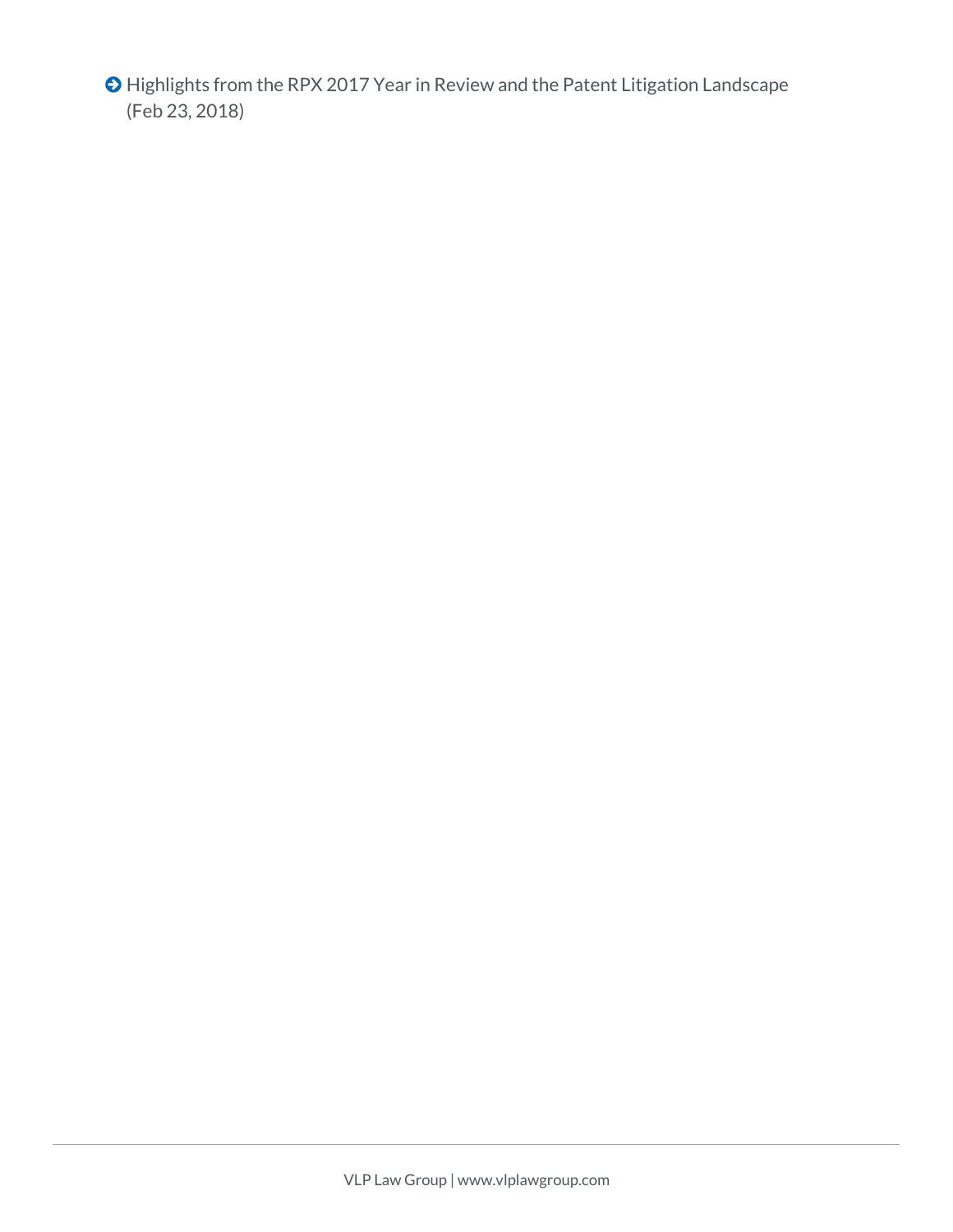- Highlights from the RPX 2017 Year in Review and the Patent Litigation Landscape (Feb 23, 2018)